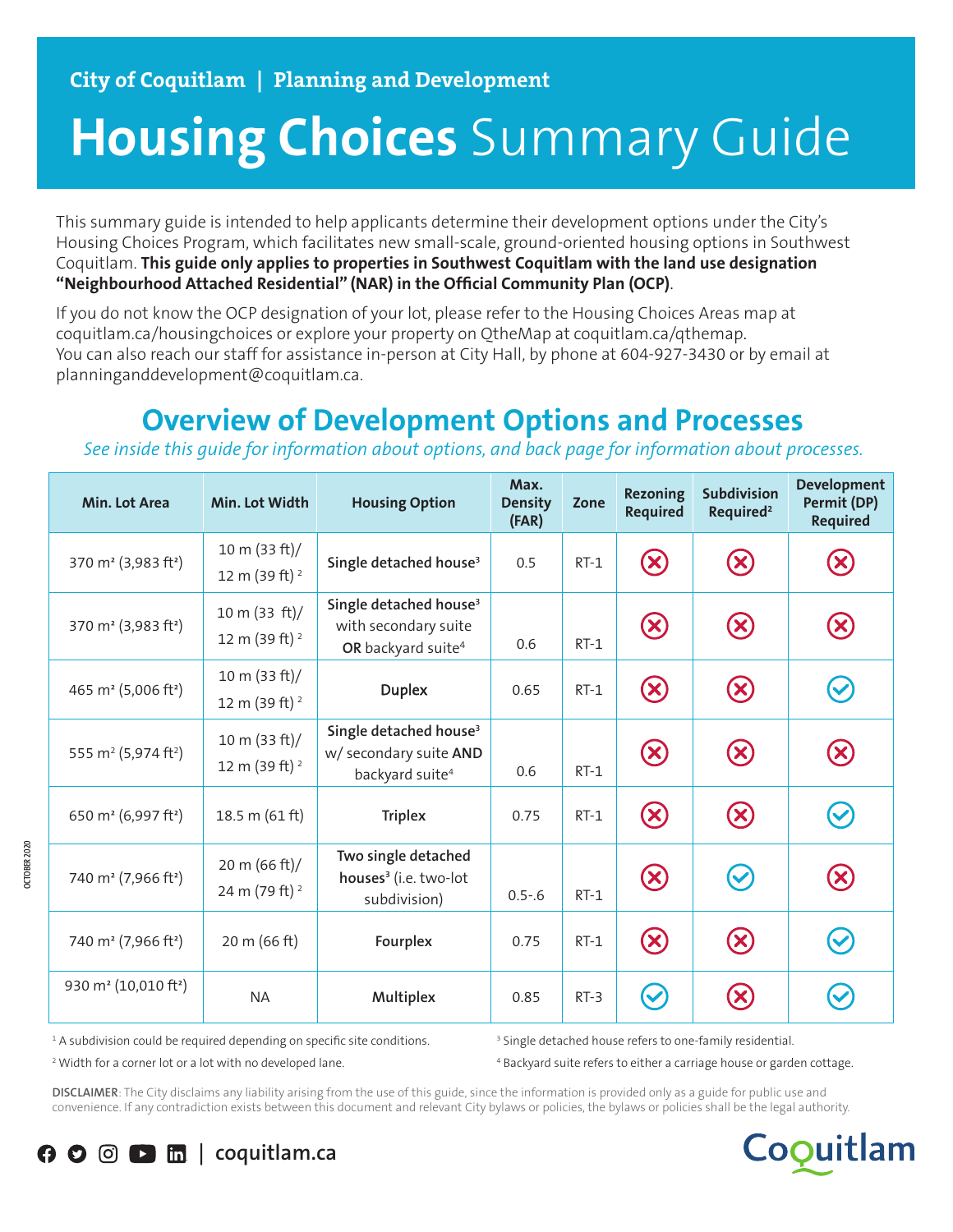City of Coquitlam | Planning and Development

# **Housing Choices** Summary Guide

This summary guide is intended to help applicants determine their development options under the City's Housing Choices Program, which facilitates new small-scale, ground-oriented housing options in Southwest Coquitlam. **This guide only applies to properties in Southwest Coquitlam with the land use designation "Neighbourhood Attached Residential" (NAR) in the Official Community Plan (OCP)**.

If you do not know the OCP designation of your lot, please refer to the Housing Choices Areas map at coquitlam.ca/housingchoices or explore your property on QtheMap at coquitlam.ca/qthemap.
You can also reach our staff for assistance in-person at City Hall, by phone at 604-927-3430 or by email at planninganddevelopment@coquitlam.ca.

## Overview of Development Options and Processes

*See inside this guide for information about options, and back page for information about processes.*

| Min. Lot Area | Min. Lot Width | Housing Option | Max. Density (FAR) | Zone | Rezoning Required | Subdivision Required[2] | Development Permit (DP) Required |
|---|---|---|---|---|---|---|---|
| 370 m² (3,983 ft²) | 10 m (33 ft)/ 12 m (39 ft) [2] | Single detached house[3] | 0.5 | RT-1 | ✗ | ✗ | ✗ |
| 370 m² (3,983 ft²) | 10 m (33 ft)/ 12 m (39 ft) [2] | Single detached house[3] with secondary suite **OR** backyard suite[4] | 0.6 | RT-1 | ✗ | ✗ | ✗ |
| 465 m² (5,006 ft²) | 10 m (33 ft)/ 12 m (39 ft) [2] | **Duplex** | 0.65 | RT-1 | ✗ | ✗ | ✓ |
| 555 m² (5,974 ft²) | 10 m (33 ft)/ 12 m (39 ft) [2] | Single detached house[3] w/ secondary suite **AND** backyard suite[4] | 0.6 | RT-1 | ✗ | ✗ | ✗ |
| 650 m² (6,997 ft²) | 18.5 m (61 ft) | **Triplex** | 0.75 | RT-1 | ✗ | ✗ | ✓ |
| 740 m² (7,966 ft²) | 20 m (66 ft)/ 24 m (79 ft) [2] | **Two single detached houses**[3] (i.e. two-lot subdivision) | 0.5-.6 | RT-1 | ✗ | ✓ | ✗ |
| 740 m² (7,966 ft²) | 20 m (66 ft) | **Fourplex** | 0.75 | RT-1 | ✗ | ✗ | ✓ |
| 930 m² (10,010 ft²) | NA | **Multiplex** | 0.85 | RT-3 | ✓ | ✗ | ✓ |

[1] A subdivision could be required depending on specific site conditions.

[2] Width for a corner lot or a lot with no developed lane.

[3] Single detached house refers to one-family residential.

[4] Backyard suite refers to either a carriage house or garden cottage.

**DISCLAIMER**: The City disclaims any liability arising from the use of this guide, since the information is provided only as a guide for public use and convenience. If any contradiction exists between this document and relevant City bylaws or policies, the bylaws or policies shall be the legal authority.

OCTOBER 2020

| coquitlam.ca

Coquitlam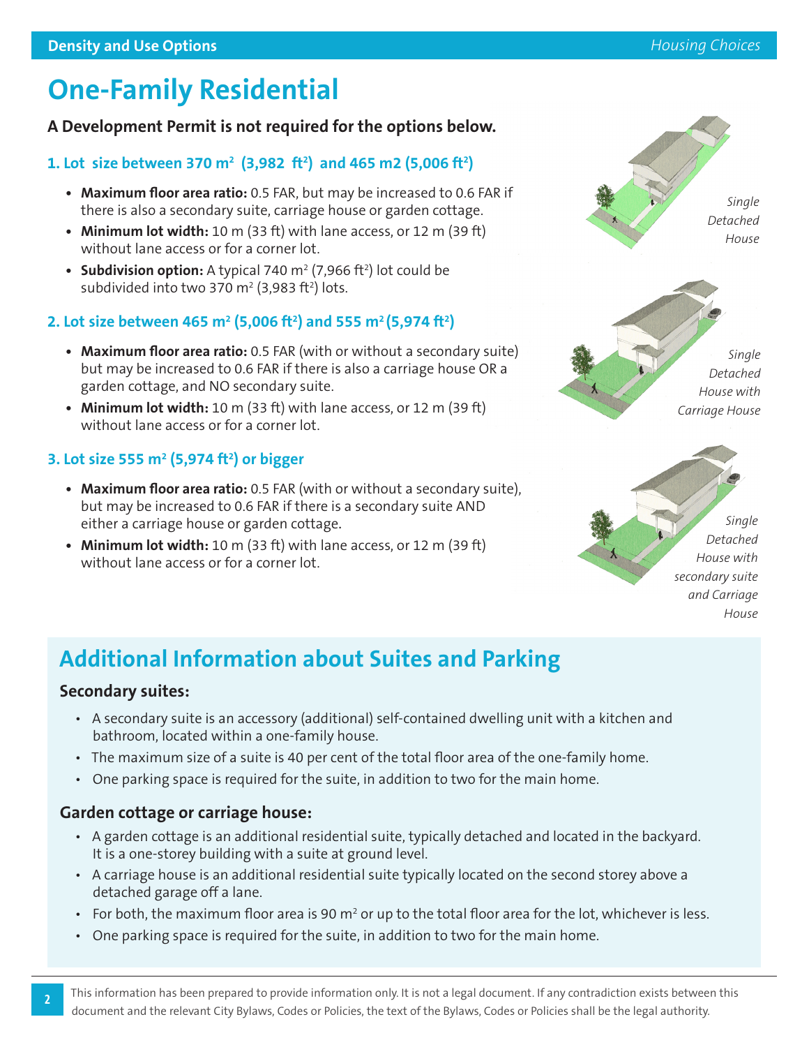# One-Family Residential

**A Development Permit is not required for the options below.**

### 1. Lot size between 370 m² (3,982 ft²) and 465 m2 (5,006 ft²)

- **Maximum floor area ratio:** 0.5 FAR, but may be increased to 0.6 FAR if there is also a secondary suite, carriage house or garden cottage.
- **Minimum lot width:** 10 m (33 ft) with lane access, or 12 m (39 ft) without lane access or for a corner lot.
- **Subdivision option:** A typical 740 m² (7,966 ft²) lot could be subdivided into two 370 m² (3,983 ft²) lots.

### 2. Lot size between 465 m² (5,006 ft²) and 555 m² (5,974 ft²)

- **Maximum floor area ratio:** 0.5 FAR (with or without a secondary suite) but may be increased to 0.6 FAR if there is also a carriage house OR a garden cottage, and NO secondary suite.
- **Minimum lot width:** 10 m (33 ft) with lane access, or 12 m (39 ft) without lane access or for a corner lot.

### 3. Lot size 555 m² (5,974 ft²) or bigger

- **Maximum floor area ratio:** 0.5 FAR (with or without a secondary suite), but may be increased to 0.6 FAR if there is a secondary suite AND either a carriage house or garden cottage.
- **Minimum lot width:** 10 m (33 ft) with lane access, or 12 m (39 ft) without lane access or for a corner lot.

*Single Detached House*

*Single Detached House with Carriage House*

*Single Detached House with secondary suite and Carriage House*

## Additional Information about Suites and Parking

### Secondary suites:

- A secondary suite is an accessory (additional) self-contained dwelling unit with a kitchen and bathroom, located within a one-family house.
- The maximum size of a suite is 40 per cent of the total floor area of the one-family home.
- One parking space is required for the suite, in addition to two for the main home.

### Garden cottage or carriage house:

- A garden cottage is an additional residential suite, typically detached and located in the backyard. It is a one-storey building with a suite at ground level.
- A carriage house is an additional residential suite typically located on the second storey above a detached garage off a lane.
- For both, the maximum floor area is 90 m² or up to the total floor area for the lot, whichever is less.
- One parking space is required for the suite, in addition to two for the main home.

This information has been prepared to provide information only. It is not a legal document. If any contradiction exists between this document and the relevant City Bylaws, Codes or Policies, the text of the Bylaws, Codes or Policies shall be the legal authority.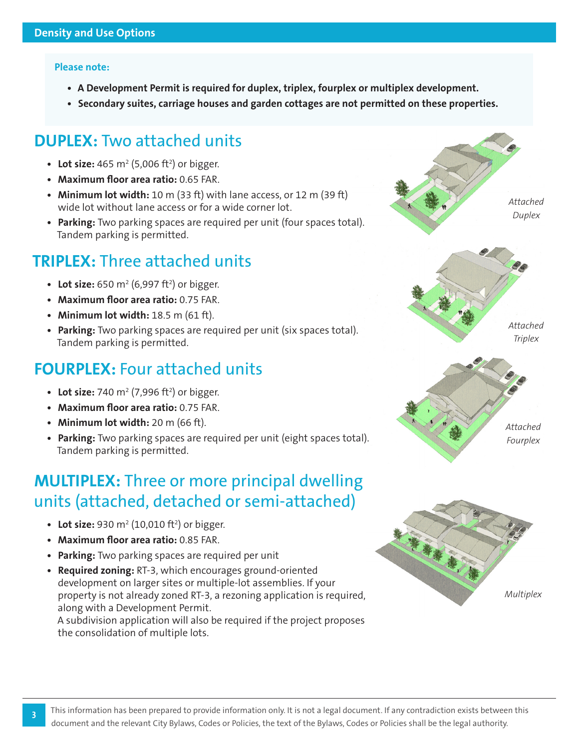## Density and Use Options

**Please note:**

- **A Development Permit is required for duplex, triplex, fourplex or multiplex development.**
- **Secondary suites, carriage houses and garden cottages are not permitted on these properties.**

## **DUPLEX:** Two attached units

- **Lot size:** 465 $m^2$ (5,006 $ft^2$) or bigger.
- **Maximum floor area ratio:** 0.65 FAR.
- **Minimum lot width:** 10 m (33 ft) with lane access, or 12 m (39 ft) wide lot without lane access or for a wide corner lot.
- **Parking:** Two parking spaces are required per unit (four spaces total). Tandem parking is permitted.

*Attached Duplex*

## **TRIPLEX:** Three attached units

- **Lot size:** 650 $m^2$ (6,997 $ft^2$) or bigger.
- **Maximum floor area ratio:** 0.75 FAR.
- **Minimum lot width:** 18.5 m (61 ft).
- **Parking:** Two parking spaces are required per unit (six spaces total). Tandem parking is permitted.

*Attached Triplex*

## **FOURPLEX:** Four attached units

- **Lot size:** 740 $m^2$ (7,996 $ft^2$) or bigger.
- **Maximum floor area ratio:** 0.75 FAR.
- **Minimum lot width:** 20 m (66 ft).
- **Parking:** Two parking spaces are required per unit (eight spaces total). Tandem parking is permitted.

*Attached Fourplex*

## **MULTIPLEX:** Three or more principal dwelling units (attached, detached or semi-attached)

- **Lot size:** 930 $m^2$ (10,010 $ft^2$) or bigger.
- **Maximum floor area ratio:** 0.85 FAR.
- **Parking:** Two parking spaces are required per unit
- **Required zoning:** RT-3, which encourages ground-oriented development on larger sites or multiple-lot assemblies. If your property is not already zoned RT-3, a rezoning application is required, along with a Development Permit.
  A subdivision application will also be required if the project proposes the consolidation of multiple lots.

*Multiplex*

This information has been prepared to provide information only. It is not a legal document. If any contradiction exists between this document and the relevant City Bylaws, Codes or Policies, the text of the Bylaws, Codes or Policies shall be the legal authority.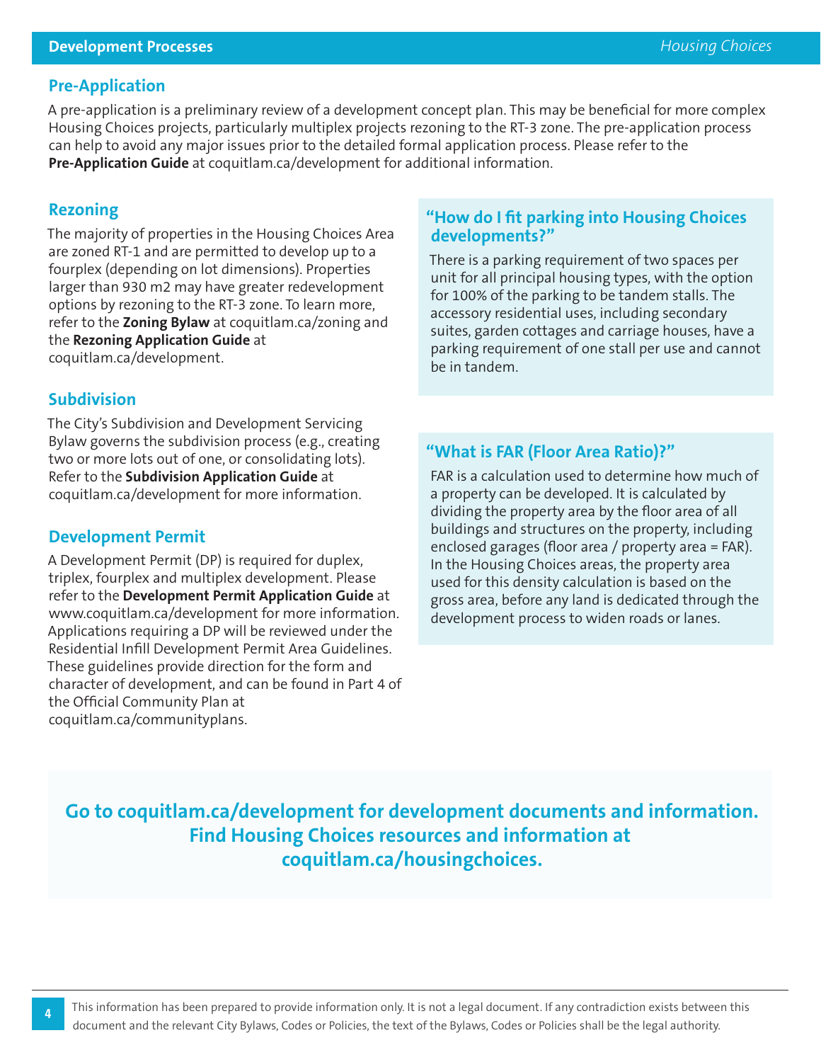## Pre-Application

A pre-application is a preliminary review of a development concept plan. This may be beneficial for more complex Housing Choices projects, particularly multiplex projects rezoning to the RT-3 zone. The pre-application process can help to avoid any major issues prior to the detailed formal application process. Please refer to the **Pre-Application Guide** at coquitlam.ca/development for additional information.

## Rezoning

The majority of properties in the Housing Choices Area are zoned RT-1 and are permitted to develop up to a fourplex (depending on lot dimensions). Properties larger than 930 m2 may have greater redevelopment options by rezoning to the RT-3 zone. To learn more, refer to the **Zoning Bylaw** at coquitlam.ca/zoning and the **Rezoning Application Guide** at coquitlam.ca/development.

## Subdivision

The City's Subdivision and Development Servicing Bylaw governs the subdivision process (e.g., creating two or more lots out of one, or consolidating lots). Refer to the **Subdivision Application Guide** at coquitlam.ca/development for more information.

## Development Permit

A Development Permit (DP) is required for duplex, triplex, fourplex and multiplex development. Please refer to the **Development Permit Application Guide** at www.coquitlam.ca/development for more information. Applications requiring a DP will be reviewed under the Residential Infill Development Permit Area Guidelines. These guidelines provide direction for the form and character of development, and can be found in Part 4 of the Official Community Plan at coquitlam.ca/communityplans.

### "How do I fit parking into Housing Choices developments?"

There is a parking requirement of two spaces per unit for all principal housing types, with the option for 100% of the parking to be tandem stalls. The accessory residential uses, including secondary suites, garden cottages and carriage houses, have a parking requirement of one stall per use and cannot be in tandem.

### "What is FAR (Floor Area Ratio)?"

FAR is a calculation used to determine how much of a property can be developed. It is calculated by dividing the property area by the floor area of all buildings and structures on the property, including enclosed garages (floor area / property area = FAR). In the Housing Choices areas, the property area used for this density calculation is based on the gross area, before any land is dedicated through the development process to widen roads or lanes.

**Go to coquitlam.ca/development for development documents and information. Find Housing Choices resources and information at coquitlam.ca/housingchoices.**

This information has been prepared to provide information only. It is not a legal document. If any contradiction exists between this document and the relevant City Bylaws, Codes or Policies, the text of the Bylaws, Codes or Policies shall be the legal authority.